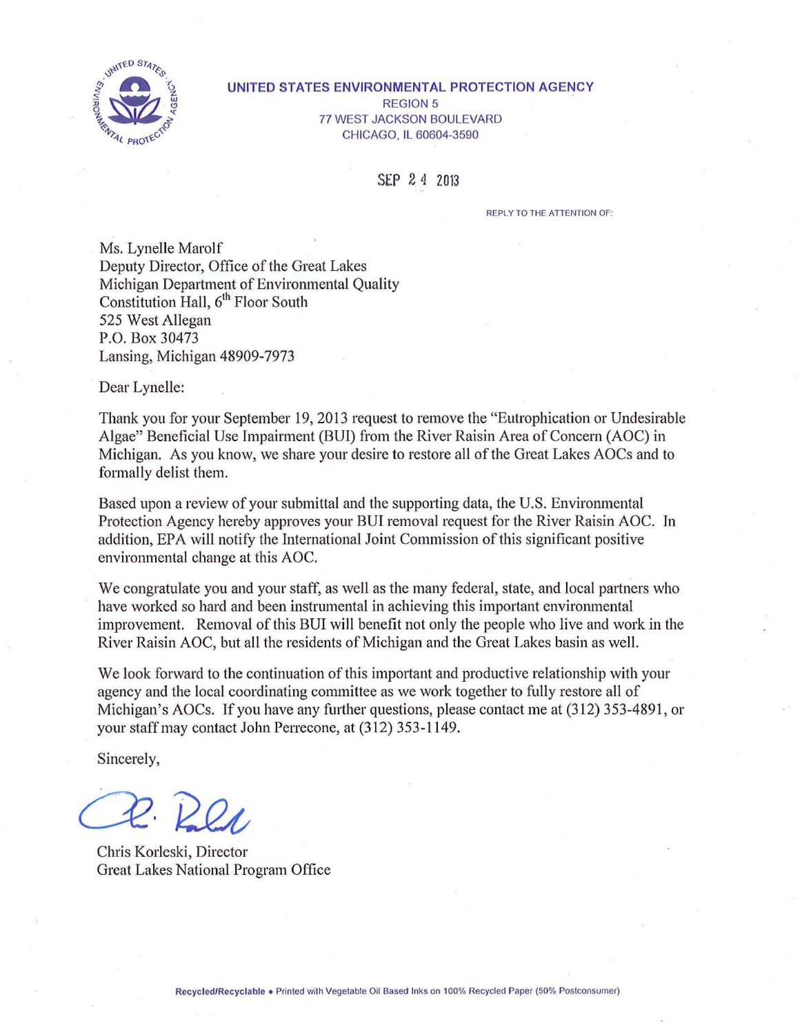**UNITED STATES ENVIRONMENTAL PROTECTION AGENCY**
REGION 5
77 WEST JACKSON BOULEVARD
CHICAGO, IL 60604-3590

SEP 24 2013

REPLY TO THE ATTENTION OF:

Ms. Lynelle Marolf
Deputy Director, Office of the Great Lakes
Michigan Department of Environmental Quality
Constitution Hall, 6th Floor South
525 West Allegan
P.O. Box 30473
Lansing, Michigan 48909-7973

Dear Lynelle:

Thank you for your September 19, 2013 request to remove the "Eutrophication or Undesirable Algae" Beneficial Use Impairment (BUI) from the River Raisin Area of Concern (AOC) in Michigan. As you know, we share your desire to restore all of the Great Lakes AOCs and to formally delist them.

Based upon a review of your submittal and the supporting data, the U.S. Environmental Protection Agency hereby approves your BUI removal request for the River Raisin AOC. In addition, EPA will notify the International Joint Commission of this significant positive environmental change at this AOC.

We congratulate you and your staff, as well as the many federal, state, and local partners who have worked so hard and been instrumental in achieving this important environmental improvement. Removal of this BUI will benefit not only the people who live and work in the River Raisin AOC, but all the residents of Michigan and the Great Lakes basin as well.

We look forward to the continuation of this important and productive relationship with your agency and the local coordinating committee as we work together to fully restore all of Michigan's AOCs. If you have any further questions, please contact me at (312) 353-4891, or your staff may contact John Perrecone, at (312) 353-1149.

Sincerely,

Chris Korleski, Director
Great Lakes National Program Office

Recycled/Recyclable • Printed with Vegetable Oil Based Inks on 100% Recycled Paper (50% Postconsumer)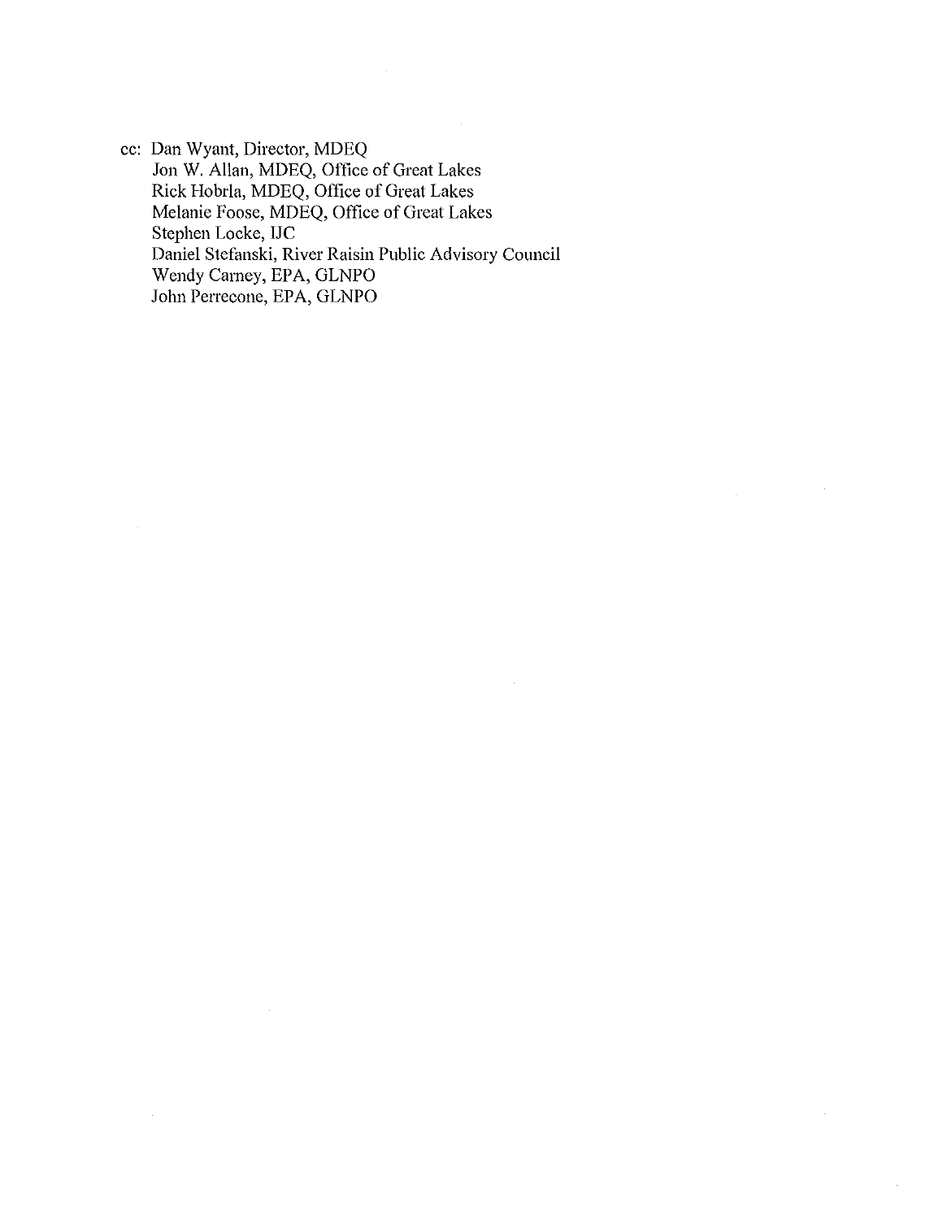cc: Dan Wyant, Director, MDEQ
Jon W. Allan, MDEQ, Office of Great Lakes
Rick Hobrla, MDEQ, Office of Great Lakes
Melanie Foose, MDEQ, Office of Great Lakes
Stephen Locke, IJC
Daniel Stefanski, River Raisin Public Advisory Council
Wendy Carney, EPA, GLNPO
John Perrecone, EPA, GLNPO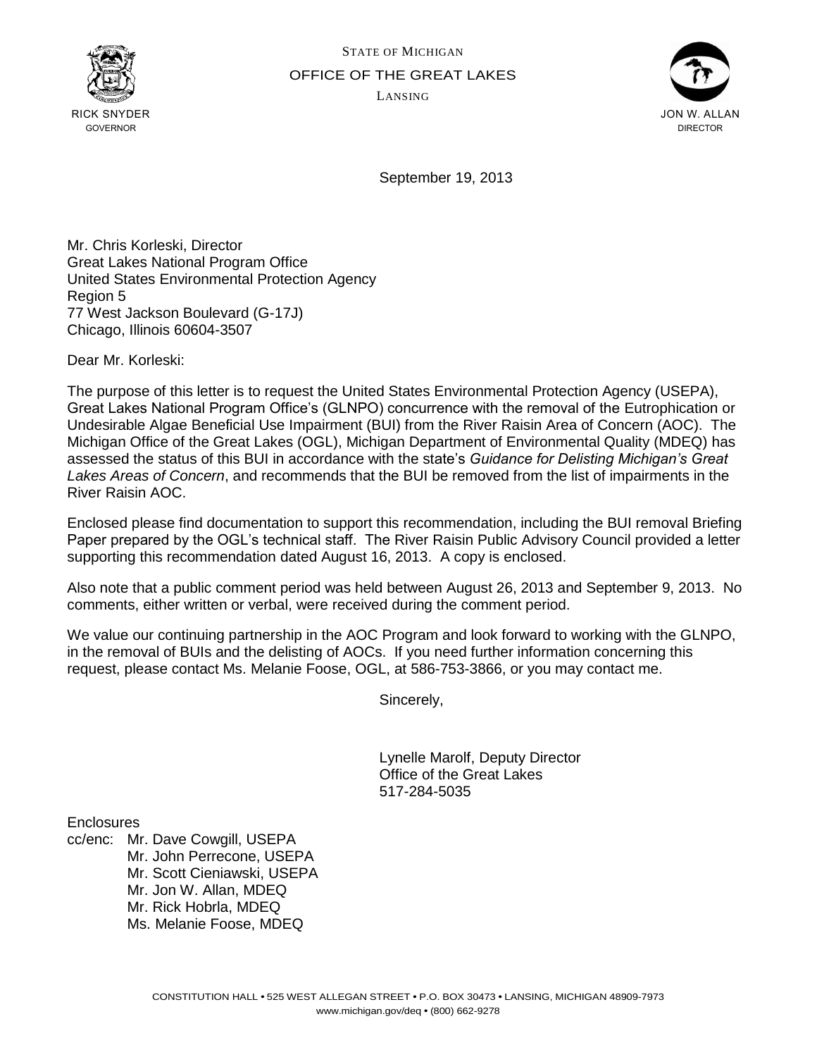STATE OF MICHIGAN

OFFICE OF THE GREAT LAKES

LANSING

RICK SNYDER
GOVERNOR

JON W. ALLAN
DIRECTOR

September 19, 2013

Mr. Chris Korleski, Director
Great Lakes National Program Office
United States Environmental Protection Agency
Region 5
77 West Jackson Boulevard (G-17J)
Chicago, Illinois 60604-3507

Dear Mr. Korleski:

The purpose of this letter is to request the United States Environmental Protection Agency (USEPA), Great Lakes National Program Office's (GLNPO) concurrence with the removal of the Eutrophication or Undesirable Algae Beneficial Use Impairment (BUI) from the River Raisin Area of Concern (AOC). The Michigan Office of the Great Lakes (OGL), Michigan Department of Environmental Quality (MDEQ) has assessed the status of this BUI in accordance with the state's *Guidance for Delisting Michigan's Great Lakes Areas of Concern*, and recommends that the BUI be removed from the list of impairments in the River Raisin AOC.

Enclosed please find documentation to support this recommendation, including the BUI removal Briefing Paper prepared by the OGL's technical staff. The River Raisin Public Advisory Council provided a letter supporting this recommendation dated August 16, 2013. A copy is enclosed.

Also note that a public comment period was held between August 26, 2013 and September 9, 2013. No comments, either written or verbal, were received during the comment period.

We value our continuing partnership in the AOC Program and look forward to working with the GLNPO, in the removal of BUIs and the delisting of AOCs. If you need further information concerning this request, please contact Ms. Melanie Foose, OGL, at 586-753-3866, or you may contact me.

Sincerely,

Lynelle Marolf, Deputy Director
Office of the Great Lakes
517-284-5035

Enclosures

cc/enc: Mr. Dave Cowgill, USEPA
Mr. John Perrecone, USEPA
Mr. Scott Cieniawski, USEPA
Mr. Jon W. Allan, MDEQ
Mr. Rick Hobrla, MDEQ
Ms. Melanie Foose, MDEQ

CONSTITUTION HALL • 525 WEST ALLEGAN STREET • P.O. BOX 30473 • LANSING, MICHIGAN 48909-7973
www.michigan.gov/deq • (800) 662-9278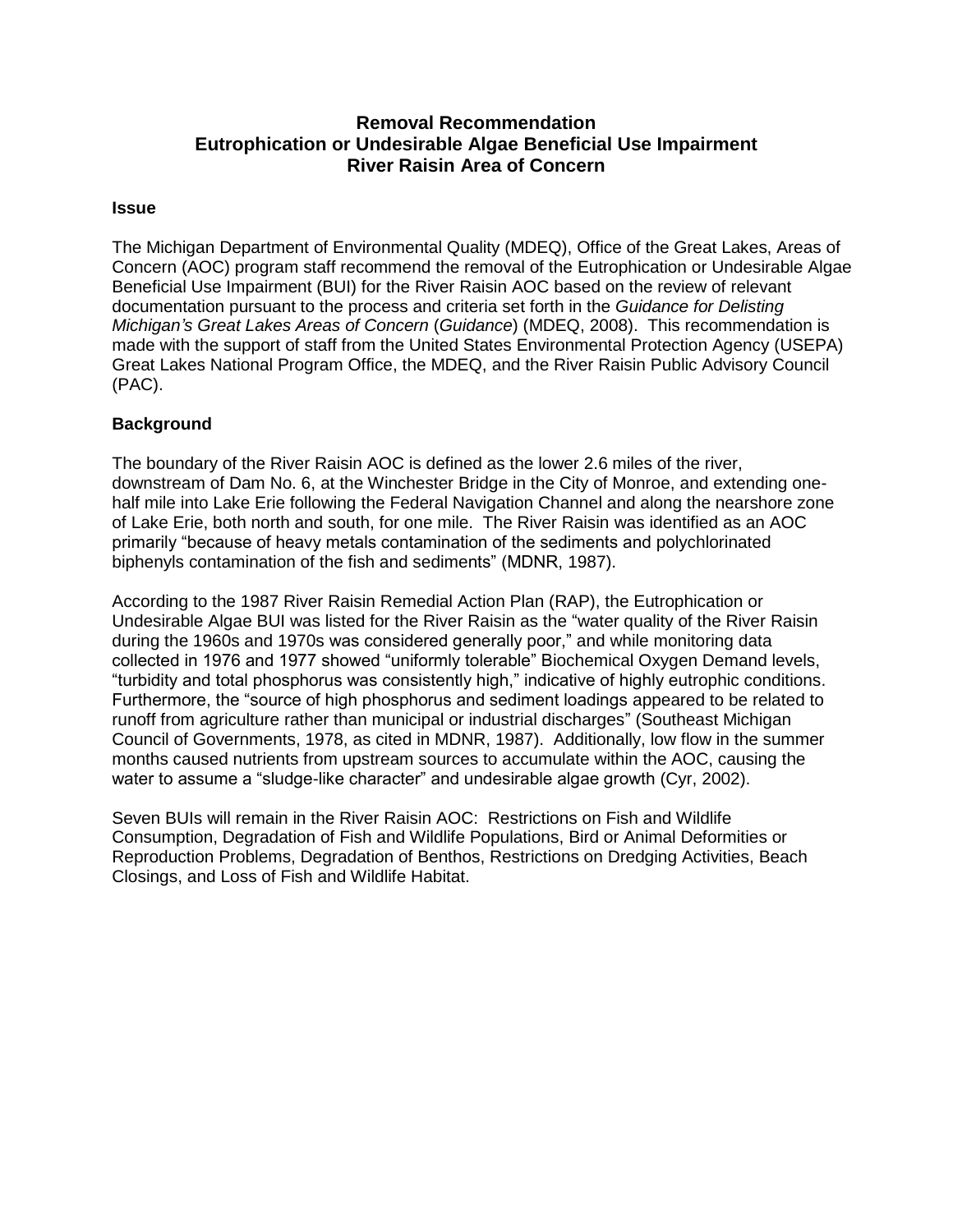# Removal Recommendation
# Eutrophication or Undesirable Algae Beneficial Use Impairment
# River Raisin Area of Concern

## Issue

The Michigan Department of Environmental Quality (MDEQ), Office of the Great Lakes, Areas of Concern (AOC) program staff recommend the removal of the Eutrophication or Undesirable Algae Beneficial Use Impairment (BUI) for the River Raisin AOC based on the review of relevant documentation pursuant to the process and criteria set forth in the *Guidance for Delisting Michigan's Great Lakes Areas of Concern* (*Guidance*) (MDEQ, 2008). This recommendation is made with the support of staff from the United States Environmental Protection Agency (USEPA) Great Lakes National Program Office, the MDEQ, and the River Raisin Public Advisory Council (PAC).

## Background

The boundary of the River Raisin AOC is defined as the lower 2.6 miles of the river, downstream of Dam No. 6, at the Winchester Bridge in the City of Monroe, and extending one-half mile into Lake Erie following the Federal Navigation Channel and along the nearshore zone of Lake Erie, both north and south, for one mile. The River Raisin was identified as an AOC primarily "because of heavy metals contamination of the sediments and polychlorinated biphenyls contamination of the fish and sediments" (MDNR, 1987).

According to the 1987 River Raisin Remedial Action Plan (RAP), the Eutrophication or Undesirable Algae BUI was listed for the River Raisin as the "water quality of the River Raisin during the 1960s and 1970s was considered generally poor," and while monitoring data collected in 1976 and 1977 showed "uniformly tolerable" Biochemical Oxygen Demand levels, "turbidity and total phosphorus was consistently high," indicative of highly eutrophic conditions. Furthermore, the "source of high phosphorus and sediment loadings appeared to be related to runoff from agriculture rather than municipal or industrial discharges" (Southeast Michigan Council of Governments, 1978, as cited in MDNR, 1987). Additionally, low flow in the summer months caused nutrients from upstream sources to accumulate within the AOC, causing the water to assume a "sludge-like character" and undesirable algae growth (Cyr, 2002).

Seven BUIs will remain in the River Raisin AOC: Restrictions on Fish and Wildlife Consumption, Degradation of Fish and Wildlife Populations, Bird or Animal Deformities or Reproduction Problems, Degradation of Benthos, Restrictions on Dredging Activities, Beach Closings, and Loss of Fish and Wildlife Habitat.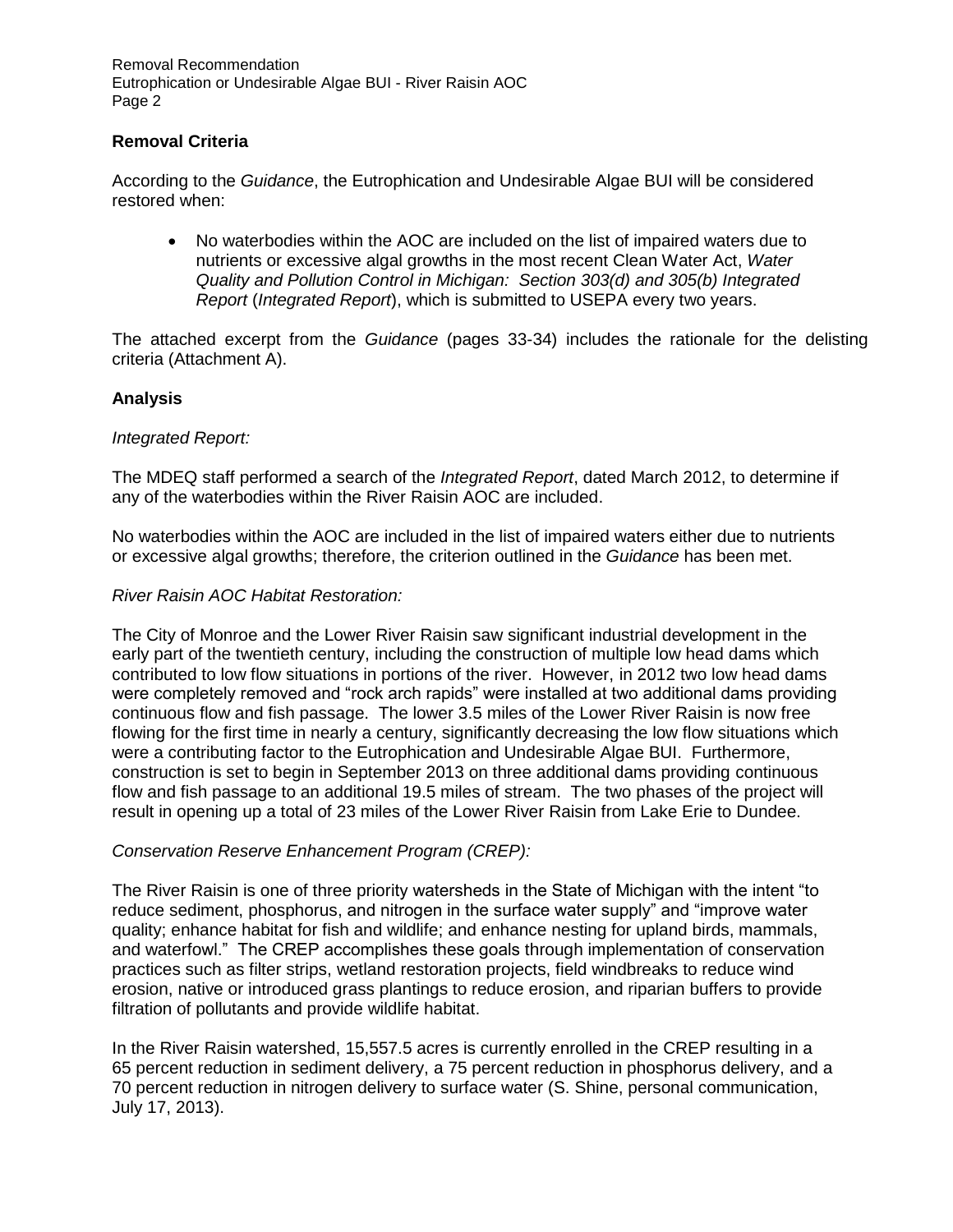**Removal Criteria**

According to the *Guidance*, the Eutrophication and Undesirable Algae BUI will be considered restored when:

- No waterbodies within the AOC are included on the list of impaired waters due to nutrients or excessive algal growths in the most recent Clean Water Act, *Water Quality and Pollution Control in Michigan: Section 303(d) and 305(b) Integrated Report* (*Integrated Report*), which is submitted to USEPA every two years.

The attached excerpt from the *Guidance* (pages 33-34) includes the rationale for the delisting criteria (Attachment A).

**Analysis**

*Integrated Report:*

The MDEQ staff performed a search of the *Integrated Report*, dated March 2012, to determine if any of the waterbodies within the River Raisin AOC are included.

No waterbodies within the AOC are included in the list of impaired waters either due to nutrients or excessive algal growths; therefore, the criterion outlined in the *Guidance* has been met.

*River Raisin AOC Habitat Restoration:*

The City of Monroe and the Lower River Raisin saw significant industrial development in the early part of the twentieth century, including the construction of multiple low head dams which contributed to low flow situations in portions of the river. However, in 2012 two low head dams were completely removed and "rock arch rapids" were installed at two additional dams providing continuous flow and fish passage. The lower 3.5 miles of the Lower River Raisin is now free flowing for the first time in nearly a century, significantly decreasing the low flow situations which were a contributing factor to the Eutrophication and Undesirable Algae BUI. Furthermore, construction is set to begin in September 2013 on three additional dams providing continuous flow and fish passage to an additional 19.5 miles of stream. The two phases of the project will result in opening up a total of 23 miles of the Lower River Raisin from Lake Erie to Dundee.

*Conservation Reserve Enhancement Program (CREP):*

The River Raisin is one of three priority watersheds in the State of Michigan with the intent "to reduce sediment, phosphorus, and nitrogen in the surface water supply" and "improve water quality; enhance habitat for fish and wildlife; and enhance nesting for upland birds, mammals, and waterfowl." The CREP accomplishes these goals through implementation of conservation practices such as filter strips, wetland restoration projects, field windbreaks to reduce wind erosion, native or introduced grass plantings to reduce erosion, and riparian buffers to provide filtration of pollutants and provide wildlife habitat.

In the River Raisin watershed, 15,557.5 acres is currently enrolled in the CREP resulting in a 65 percent reduction in sediment delivery, a 75 percent reduction in phosphorus delivery, and a 70 percent reduction in nitrogen delivery to surface water (S. Shine, personal communication, July 17, 2013).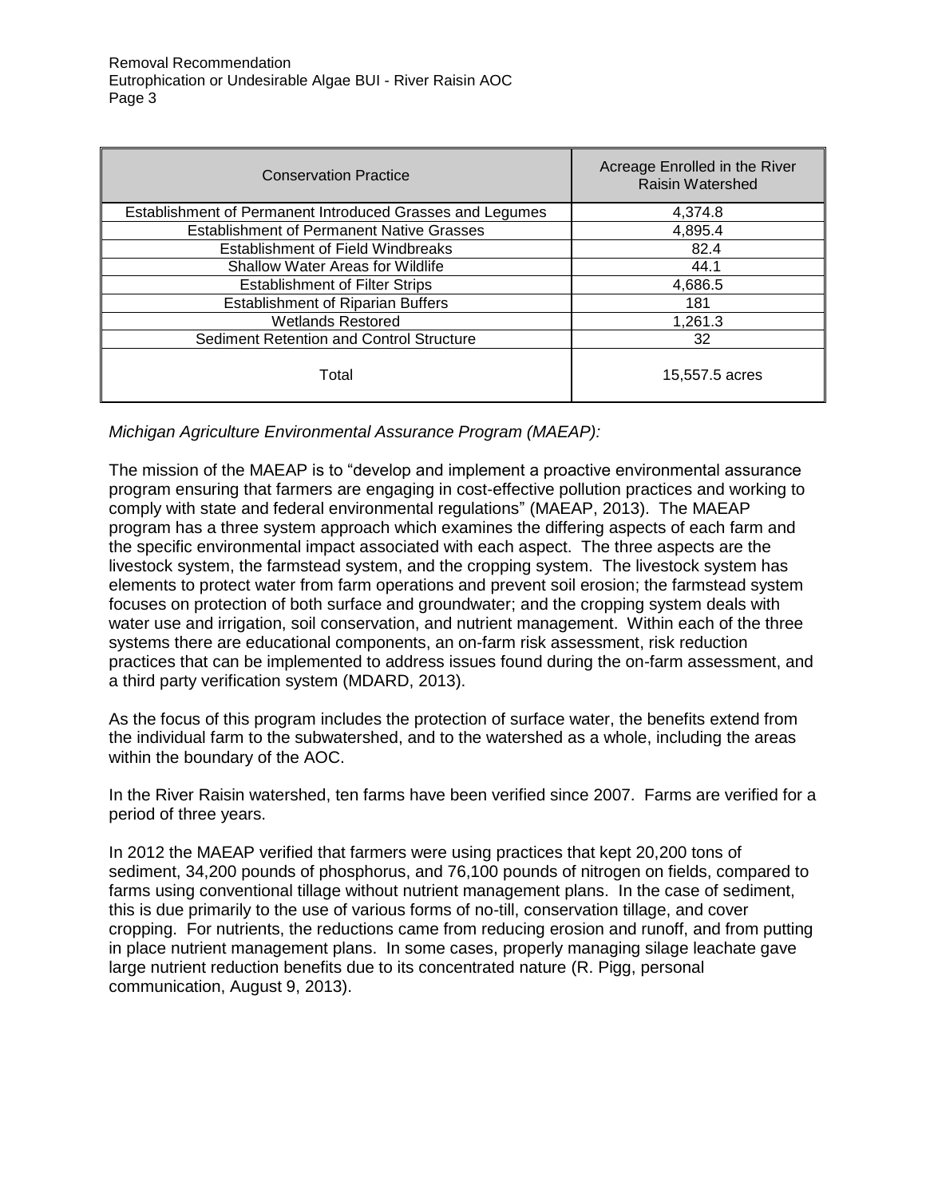| Conservation Practice | Acreage Enrolled in the River Raisin Watershed |
| --- | --- |
| Establishment of Permanent Introduced Grasses and Legumes | 4,374.8 |
| Establishment of Permanent Native Grasses | 4,895.4 |
| Establishment of Field Windbreaks | 82.4 |
| Shallow Water Areas for Wildlife | 44.1 |
| Establishment of Filter Strips | 4,686.5 |
| Establishment of Riparian Buffers | 181 |
| Wetlands Restored | 1,261.3 |
| Sediment Retention and Control Structure | 32 |
| Total | 15,557.5 acres |

*Michigan Agriculture Environmental Assurance Program (MAEAP):*

The mission of the MAEAP is to "develop and implement a proactive environmental assurance program ensuring that farmers are engaging in cost-effective pollution practices and working to comply with state and federal environmental regulations" (MAEAP, 2013). The MAEAP program has a three system approach which examines the differing aspects of each farm and the specific environmental impact associated with each aspect. The three aspects are the livestock system, the farmstead system, and the cropping system. The livestock system has elements to protect water from farm operations and prevent soil erosion; the farmstead system focuses on protection of both surface and groundwater; and the cropping system deals with water use and irrigation, soil conservation, and nutrient management. Within each of the three systems there are educational components, an on-farm risk assessment, risk reduction practices that can be implemented to address issues found during the on-farm assessment, and a third party verification system (MDARD, 2013).

As the focus of this program includes the protection of surface water, the benefits extend from the individual farm to the subwatershed, and to the watershed as a whole, including the areas within the boundary of the AOC.

In the River Raisin watershed, ten farms have been verified since 2007. Farms are verified for a period of three years.

In 2012 the MAEAP verified that farmers were using practices that kept 20,200 tons of sediment, 34,200 pounds of phosphorus, and 76,100 pounds of nitrogen on fields, compared to farms using conventional tillage without nutrient management plans. In the case of sediment, this is due primarily to the use of various forms of no-till, conservation tillage, and cover cropping. For nutrients, the reductions came from reducing erosion and runoff, and from putting in place nutrient management plans. In some cases, properly managing silage leachate gave large nutrient reduction benefits due to its concentrated nature (R. Pigg, personal communication, August 9, 2013).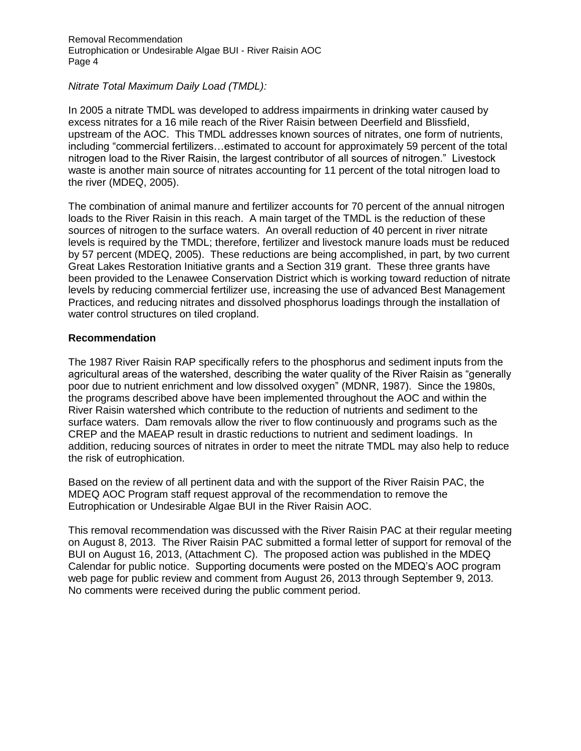*Nitrate Total Maximum Daily Load (TMDL):*

In 2005 a nitrate TMDL was developed to address impairments in drinking water caused by excess nitrates for a 16 mile reach of the River Raisin between Deerfield and Blissfield, upstream of the AOC. This TMDL addresses known sources of nitrates, one form of nutrients, including "commercial fertilizers…estimated to account for approximately 59 percent of the total nitrogen load to the River Raisin, the largest contributor of all sources of nitrogen." Livestock waste is another main source of nitrates accounting for 11 percent of the total nitrogen load to the river (MDEQ, 2005).

The combination of animal manure and fertilizer accounts for 70 percent of the annual nitrogen loads to the River Raisin in this reach. A main target of the TMDL is the reduction of these sources of nitrogen to the surface waters. An overall reduction of 40 percent in river nitrate levels is required by the TMDL; therefore, fertilizer and livestock manure loads must be reduced by 57 percent (MDEQ, 2005). These reductions are being accomplished, in part, by two current Great Lakes Restoration Initiative grants and a Section 319 grant. These three grants have been provided to the Lenawee Conservation District which is working toward reduction of nitrate levels by reducing commercial fertilizer use, increasing the use of advanced Best Management Practices, and reducing nitrates and dissolved phosphorus loadings through the installation of water control structures on tiled cropland.

**Recommendation**

The 1987 River Raisin RAP specifically refers to the phosphorus and sediment inputs from the agricultural areas of the watershed, describing the water quality of the River Raisin as "generally poor due to nutrient enrichment and low dissolved oxygen" (MDNR, 1987). Since the 1980s, the programs described above have been implemented throughout the AOC and within the River Raisin watershed which contribute to the reduction of nutrients and sediment to the surface waters. Dam removals allow the river to flow continuously and programs such as the CREP and the MAEAP result in drastic reductions to nutrient and sediment loadings. In addition, reducing sources of nitrates in order to meet the nitrate TMDL may also help to reduce the risk of eutrophication.

Based on the review of all pertinent data and with the support of the River Raisin PAC, the MDEQ AOC Program staff request approval of the recommendation to remove the Eutrophication or Undesirable Algae BUI in the River Raisin AOC.

This removal recommendation was discussed with the River Raisin PAC at their regular meeting on August 8, 2013. The River Raisin PAC submitted a formal letter of support for removal of the BUI on August 16, 2013, (Attachment C). The proposed action was published in the MDEQ Calendar for public notice. Supporting documents were posted on the MDEQ's AOC program web page for public review and comment from August 26, 2013 through September 9, 2013. No comments were received during the public comment period.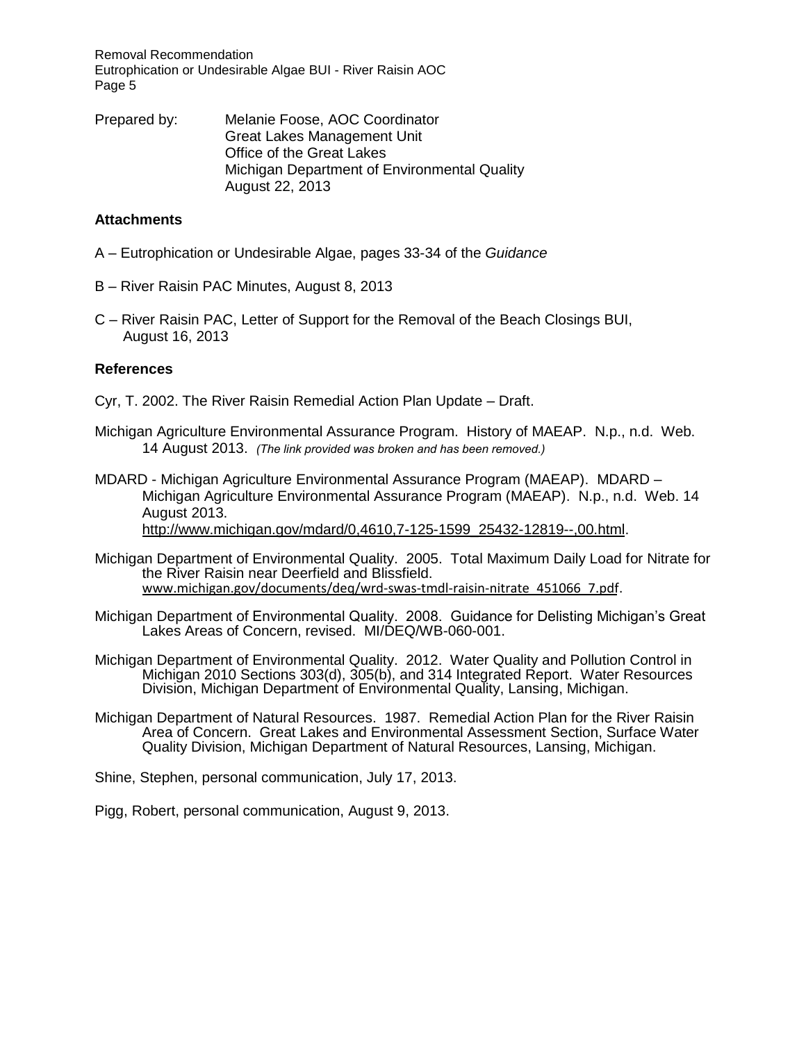Prepared by: Melanie Foose, AOC Coordinator
Great Lakes Management Unit
Office of the Great Lakes
Michigan Department of Environmental Quality
August 22, 2013

**Attachments**

A – Eutrophication or Undesirable Algae, pages 33-34 of the *Guidance*

B – River Raisin PAC Minutes, August 8, 2013

C – River Raisin PAC, Letter of Support for the Removal of the Beach Closings BUI, August 16, 2013

**References**

Cyr, T. 2002. The River Raisin Remedial Action Plan Update – Draft.

Michigan Agriculture Environmental Assurance Program. History of MAEAP. N.p., n.d. Web. 14 August 2013. *(The link provided was broken and has been removed.)*

MDARD - Michigan Agriculture Environmental Assurance Program (MAEAP). MDARD – Michigan Agriculture Environmental Assurance Program (MAEAP). N.p., n.d. Web. 14 August 2013. http://www.michigan.gov/mdard/0,4610,7-125-1599_25432-12819--,00.html.

Michigan Department of Environmental Quality. 2005. Total Maximum Daily Load for Nitrate for the River Raisin near Deerfield and Blissfield. www.michigan.gov/documents/deq/wrd-swas-tmdl-raisin-nitrate_451066_7.pdf.

Michigan Department of Environmental Quality. 2008. Guidance for Delisting Michigan's Great Lakes Areas of Concern, revised. MI/DEQ/WB-060-001.

Michigan Department of Environmental Quality. 2012. Water Quality and Pollution Control in Michigan 2010 Sections 303(d), 305(b), and 314 Integrated Report. Water Resources Division, Michigan Department of Environmental Quality, Lansing, Michigan.

Michigan Department of Natural Resources. 1987. Remedial Action Plan for the River Raisin Area of Concern. Great Lakes and Environmental Assessment Section, Surface Water Quality Division, Michigan Department of Natural Resources, Lansing, Michigan.

Shine, Stephen, personal communication, July 17, 2013.

Pigg, Robert, personal communication, August 9, 2013.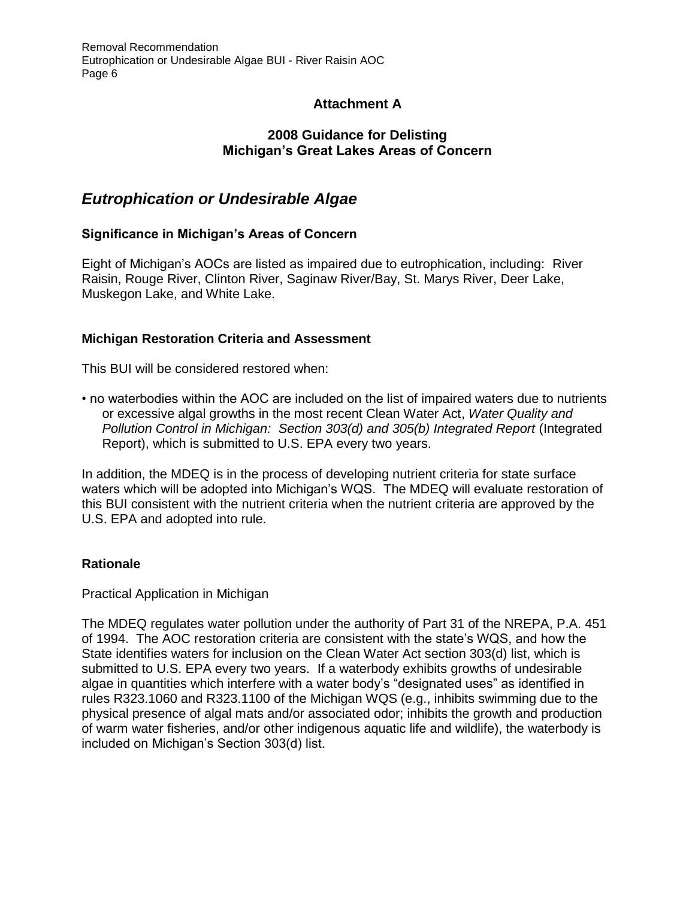## Attachment A

### 2008 Guidance for Delisting Michigan's Great Lakes Areas of Concern

# *Eutrophication or Undesirable Algae*

### Significance in Michigan's Areas of Concern

Eight of Michigan's AOCs are listed as impaired due to eutrophication, including: River Raisin, Rouge River, Clinton River, Saginaw River/Bay, St. Marys River, Deer Lake, Muskegon Lake, and White Lake.

### Michigan Restoration Criteria and Assessment

This BUI will be considered restored when:

- no waterbodies within the AOC are included on the list of impaired waters due to nutrients or excessive algal growths in the most recent Clean Water Act, *Water Quality and Pollution Control in Michigan: Section 303(d) and 305(b) Integrated Report* (Integrated Report), which is submitted to U.S. EPA every two years.

In addition, the MDEQ is in the process of developing nutrient criteria for state surface waters which will be adopted into Michigan's WQS. The MDEQ will evaluate restoration of this BUI consistent with the nutrient criteria when the nutrient criteria are approved by the U.S. EPA and adopted into rule.

### Rationale

Practical Application in Michigan

The MDEQ regulates water pollution under the authority of Part 31 of the NREPA, P.A. 451 of 1994. The AOC restoration criteria are consistent with the state's WQS, and how the State identifies waters for inclusion on the Clean Water Act section 303(d) list, which is submitted to U.S. EPA every two years. If a waterbody exhibits growths of undesirable algae in quantities which interfere with a water body's "designated uses" as identified in rules R323.1060 and R323.1100 of the Michigan WQS (e.g., inhibits swimming due to the physical presence of algal mats and/or associated odor; inhibits the growth and production of warm water fisheries, and/or other indigenous aquatic life and wildlife), the waterbody is included on Michigan's Section 303(d) list.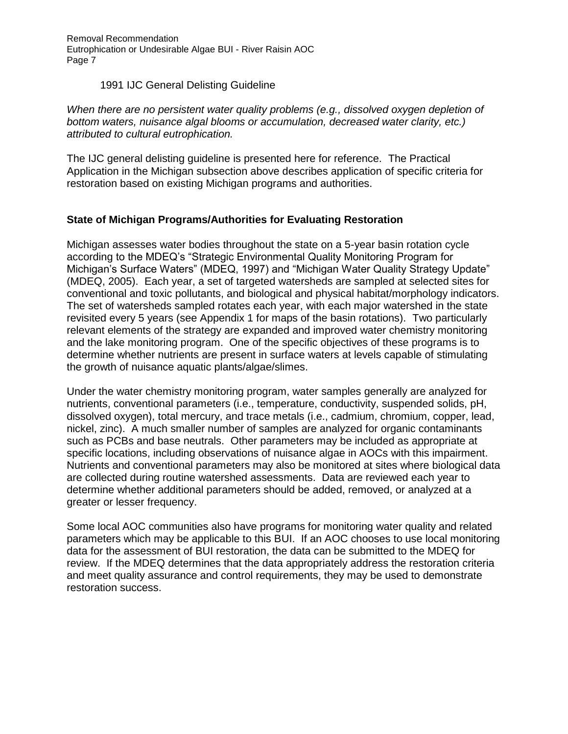1991 IJC General Delisting Guideline

*When there are no persistent water quality problems (e.g., dissolved oxygen depletion of bottom waters, nuisance algal blooms or accumulation, decreased water clarity, etc.) attributed to cultural eutrophication.*

The IJC general delisting guideline is presented here for reference. The Practical Application in the Michigan subsection above describes application of specific criteria for restoration based on existing Michigan programs and authorities.

## State of Michigan Programs/Authorities for Evaluating Restoration

Michigan assesses water bodies throughout the state on a 5-year basin rotation cycle according to the MDEQ's "Strategic Environmental Quality Monitoring Program for Michigan's Surface Waters" (MDEQ, 1997) and "Michigan Water Quality Strategy Update" (MDEQ, 2005). Each year, a set of targeted watersheds are sampled at selected sites for conventional and toxic pollutants, and biological and physical habitat/morphology indicators. The set of watersheds sampled rotates each year, with each major watershed in the state revisited every 5 years (see Appendix 1 for maps of the basin rotations). Two particularly relevant elements of the strategy are expanded and improved water chemistry monitoring and the lake monitoring program. One of the specific objectives of these programs is to determine whether nutrients are present in surface waters at levels capable of stimulating the growth of nuisance aquatic plants/algae/slimes.

Under the water chemistry monitoring program, water samples generally are analyzed for nutrients, conventional parameters (i.e., temperature, conductivity, suspended solids, pH, dissolved oxygen), total mercury, and trace metals (i.e., cadmium, chromium, copper, lead, nickel, zinc). A much smaller number of samples are analyzed for organic contaminants such as PCBs and base neutrals. Other parameters may be included as appropriate at specific locations, including observations of nuisance algae in AOCs with this impairment. Nutrients and conventional parameters may also be monitored at sites where biological data are collected during routine watershed assessments. Data are reviewed each year to determine whether additional parameters should be added, removed, or analyzed at a greater or lesser frequency.

Some local AOC communities also have programs for monitoring water quality and related parameters which may be applicable to this BUI. If an AOC chooses to use local monitoring data for the assessment of BUI restoration, the data can be submitted to the MDEQ for review. If the MDEQ determines that the data appropriately address the restoration criteria and meet quality assurance and control requirements, they may be used to demonstrate restoration success.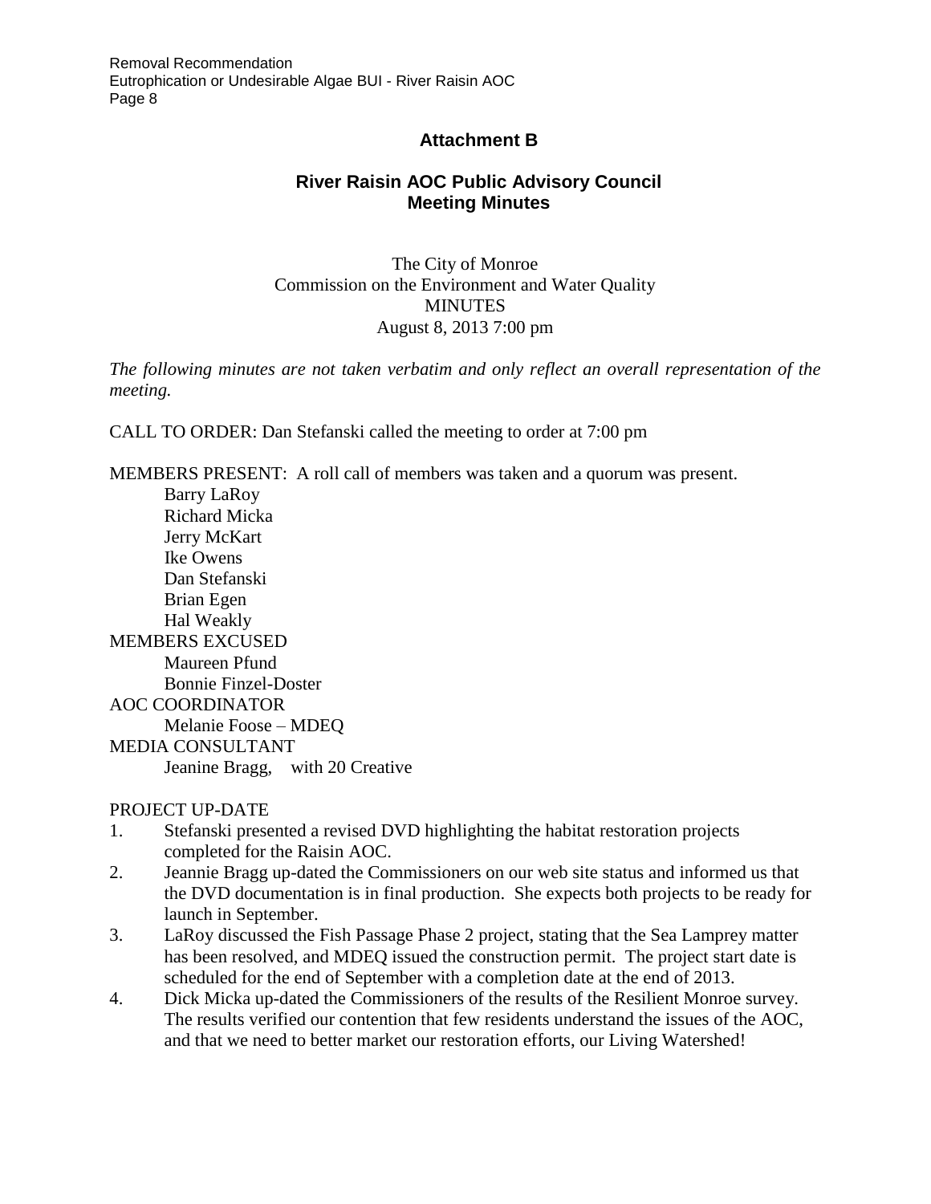## Attachment B

## River Raisin AOC Public Advisory Council Meeting Minutes

The City of Monroe
Commission on the Environment and Water Quality
MINUTES
August 8, 2013 7:00 pm

*The following minutes are not taken verbatim and only reflect an overall representation of the meeting.*

CALL TO ORDER: Dan Stefanski called the meeting to order at 7:00 pm

MEMBERS PRESENT: A roll call of members was taken and a quorum was present.

- Barry LaRoy
- Richard Micka
- Jerry McKart
- Ike Owens
- Dan Stefanski
- Brian Egen
- Hal Weakly

MEMBERS EXCUSED

- Maureen Pfund
- Bonnie Finzel-Doster

AOC COORDINATOR

- Melanie Foose – MDEQ

MEDIA CONSULTANT

- Jeanine Bragg, with 20 Creative

PROJECT UP-DATE

1. Stefanski presented a revised DVD highlighting the habitat restoration projects completed for the Raisin AOC.
2. Jeannie Bragg up-dated the Commissioners on our web site status and informed us that the DVD documentation is in final production. She expects both projects to be ready for launch in September.
3. LaRoy discussed the Fish Passage Phase 2 project, stating that the Sea Lamprey matter has been resolved, and MDEQ issued the construction permit. The project start date is scheduled for the end of September with a completion date at the end of 2013.
4. Dick Micka up-dated the Commissioners of the results of the Resilient Monroe survey. The results verified our contention that few residents understand the issues of the AOC, and that we need to better market our restoration efforts, our Living Watershed!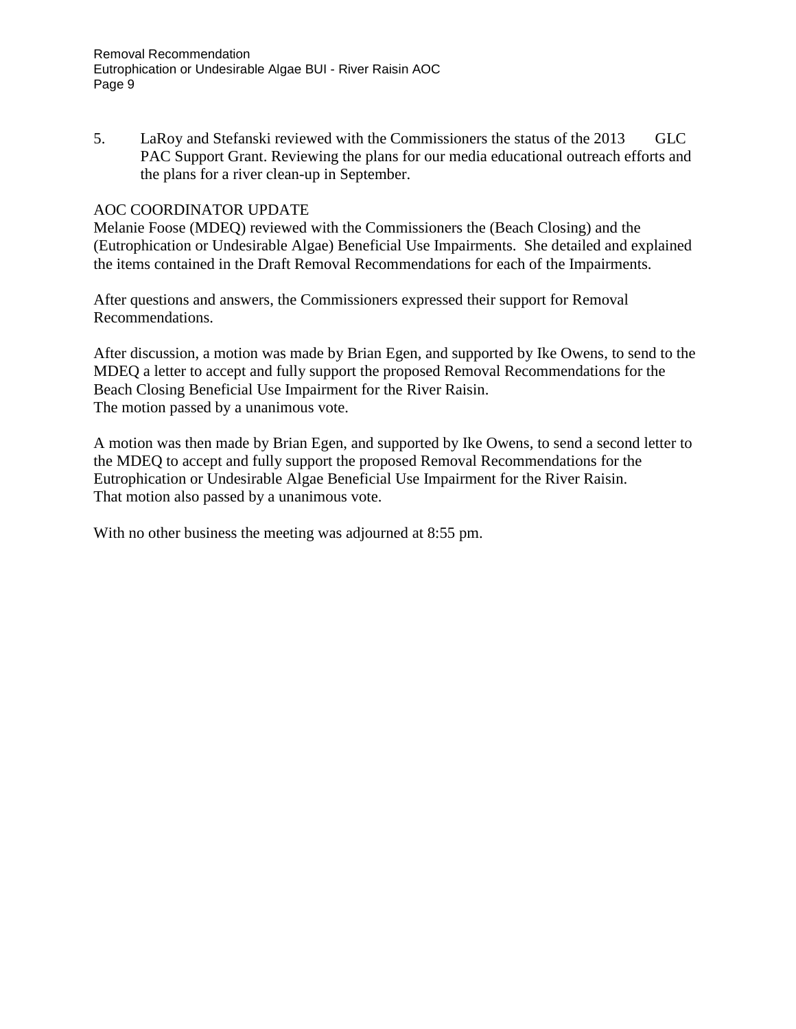5. LaRoy and Stefanski reviewed with the Commissioners the status of the 2013 GLC PAC Support Grant. Reviewing the plans for our media educational outreach efforts and the plans for a river clean-up in September.

AOC COORDINATOR UPDATE
Melanie Foose (MDEQ) reviewed with the Commissioners the (Beach Closing) and the (Eutrophication or Undesirable Algae) Beneficial Use Impairments. She detailed and explained the items contained in the Draft Removal Recommendations for each of the Impairments.

After questions and answers, the Commissioners expressed their support for Removal Recommendations.

After discussion, a motion was made by Brian Egen, and supported by Ike Owens, to send to the MDEQ a letter to accept and fully support the proposed Removal Recommendations for the Beach Closing Beneficial Use Impairment for the River Raisin.
The motion passed by a unanimous vote.

A motion was then made by Brian Egen, and supported by Ike Owens, to send a second letter to the MDEQ to accept and fully support the proposed Removal Recommendations for the Eutrophication or Undesirable Algae Beneficial Use Impairment for the River Raisin.
That motion also passed by a unanimous vote.

With no other business the meeting was adjourned at 8:55 pm.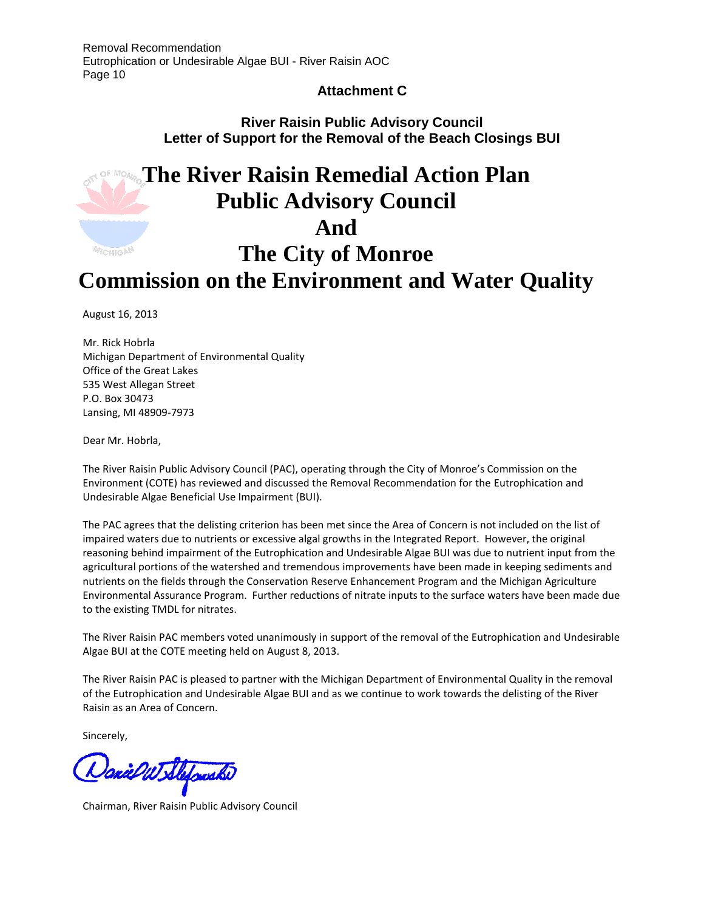**Attachment C**

**River Raisin Public Advisory Council**
**Letter of Support for the Removal of the Beach Closings BUI**

# The River Raisin Remedial Action Plan Public Advisory Council And The City of Monroe Commission on the Environment and Water Quality

August 16, 2013

Mr. Rick Hobrla
Michigan Department of Environmental Quality
Office of the Great Lakes
535 West Allegan Street
P.O. Box 30473
Lansing, MI 48909-7973

Dear Mr. Hobrla,

The River Raisin Public Advisory Council (PAC), operating through the City of Monroe's Commission on the Environment (COTE) has reviewed and discussed the Removal Recommendation for the Eutrophication and Undesirable Algae Beneficial Use Impairment (BUI).

The PAC agrees that the delisting criterion has been met since the Area of Concern is not included on the list of impaired waters due to nutrients or excessive algal growths in the Integrated Report. However, the original reasoning behind impairment of the Eutrophication and Undesirable Algae BUI was due to nutrient input from the agricultural portions of the watershed and tremendous improvements have been made in keeping sediments and nutrients on the fields through the Conservation Reserve Enhancement Program and the Michigan Agriculture Environmental Assurance Program. Further reductions of nitrate inputs to the surface waters have been made due to the existing TMDL for nitrates.

The River Raisin PAC members voted unanimously in support of the removal of the Eutrophication and Undesirable Algae BUI at the COTE meeting held on August 8, 2013.

The River Raisin PAC is pleased to partner with the Michigan Department of Environmental Quality in the removal of the Eutrophication and Undesirable Algae BUI and as we continue to work towards the delisting of the River Raisin as an Area of Concern.

Sincerely,

Daniel W. Stefanski

Chairman, River Raisin Public Advisory Council